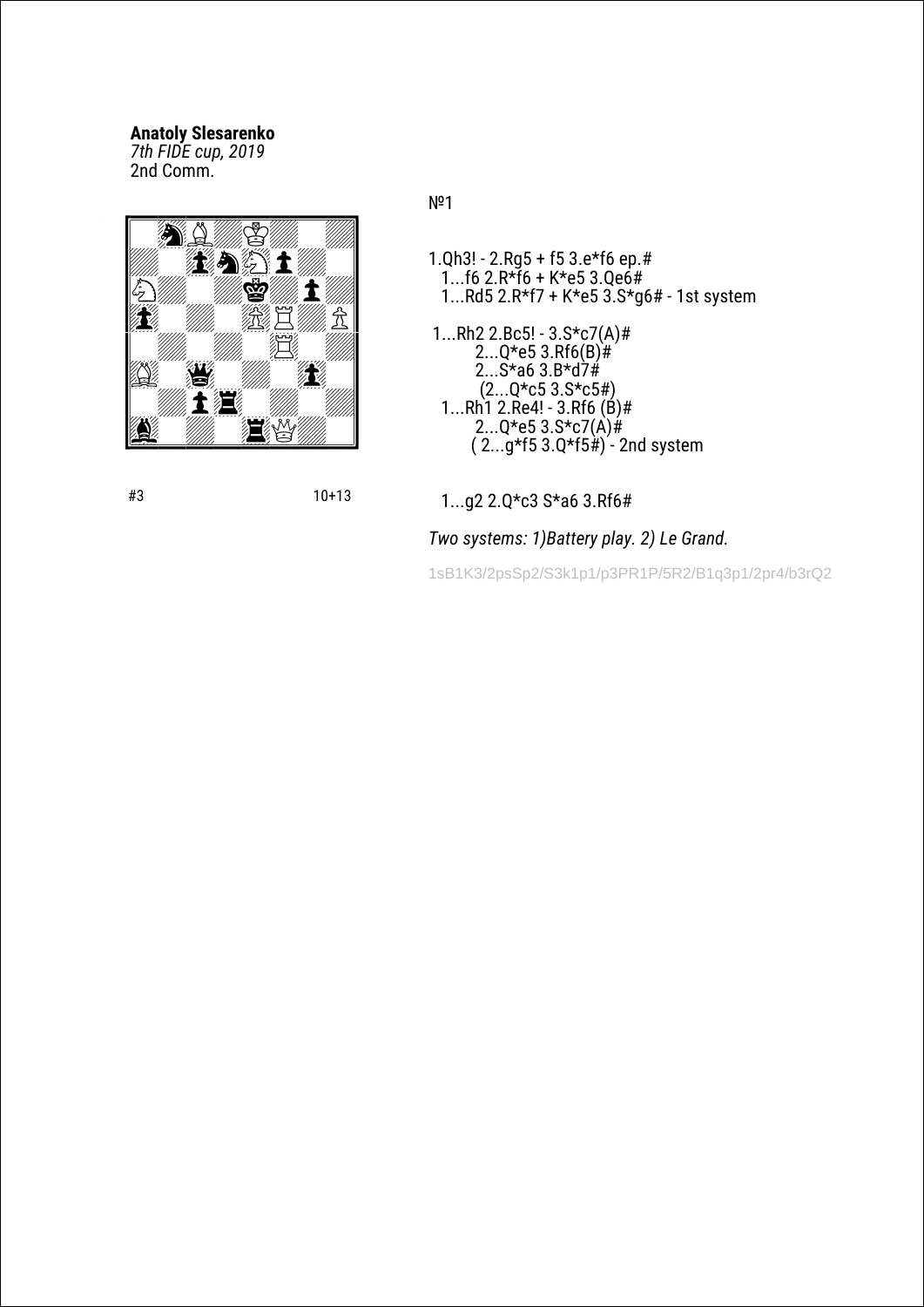**Anatoly Slesarenko**
*7th FIDE cup, 2019*
2nd Comm.

#3 10+13

№1

1.Qh3! - 2.Rg5 + f5 3.e*f6 ep.#
1...f6 2.R*f6 + K*e5 3.Qe6#
1...Rd5 2.R*f7 + K*e5 3.S*g6# - 1st system

1...Rh2 2.Bc5! - 3.S*c7(A)#
2...Q*e5 3.Rf6(B)#
2...S*a6 3.B*d7#
(2...Q*c5 3.S*c5#)
1...Rh1 2.Re4! - 3.Rf6 (B)#
2...Q*e5 3.S*c7(A)#
( 2...g*f5 3.Q*f5#) - 2nd system

1...g2 2.Q*c3 S*a6 3.Rf6#

*Two systems: 1)Battery play. 2) Le Grand.*

1sB1K3/2psSp2/S3k1p1/p3PR1P/5R2/B1q3p1/2pr4/b3rQ2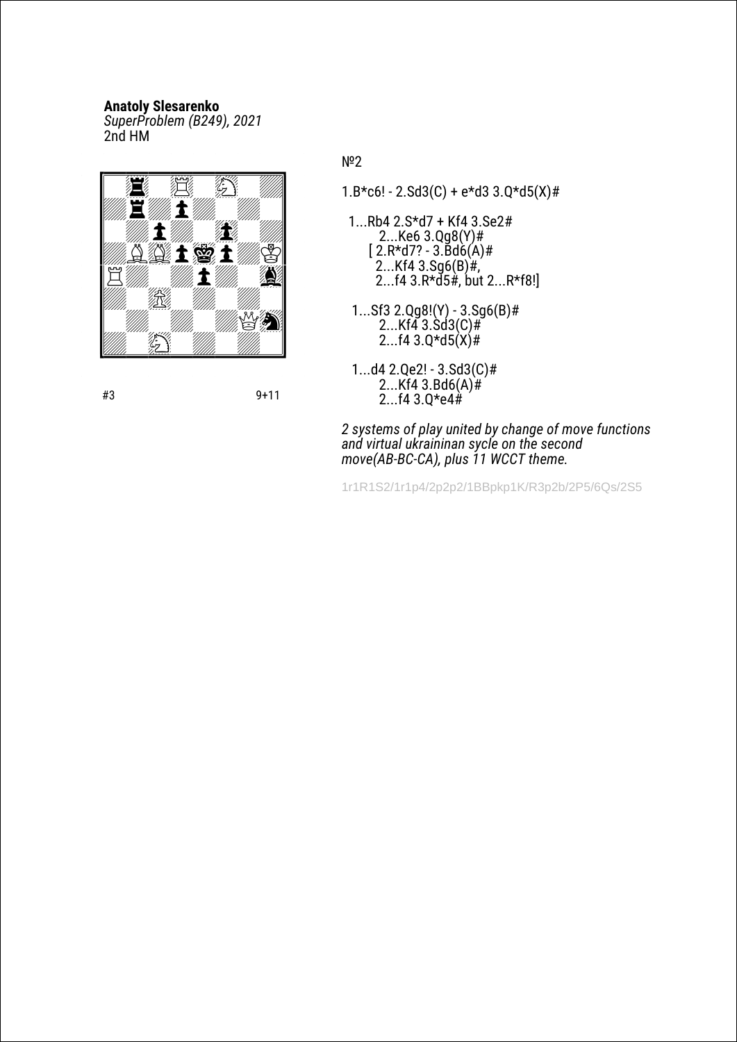**Anatoly Slesarenko**
*SuperProblem (B249), 2021*
2nd HM

#3 9+11

№2

1.B*c6! - 2.Sd3(C) + e*d3 3.Q*d5(X)#

1...Rb4 2.S*d7 + Kf4 3.Se2#
2...Ke6 3.Qg8(Y)#
[ 2.R*d7? - 3.Bd6(A)#
2...Kf4 3.Sg6(B)#,
2...f4 3.R*d5#, but 2...R*f8!]

1...Sf3 2.Qg8!(Y) - 3.Sg6(B)#
2...Kf4 3.Sd3(C)#
2...f4 3.Q*d5(X)#

1...d4 2.Qe2! - 3.Sd3(C)#
2...Kf4 3.Bd6(A)#
2...f4 3.Q*e4#

*2 systems of play united by change of move functions and virtual ukraininan sycle on the second move(AB-BC-CA), plus 11 WCCT theme.*

1r1R1S2/1r1p4/2p2p2/1BBpkp1K/R3p2b/2P5/6Qs/2S5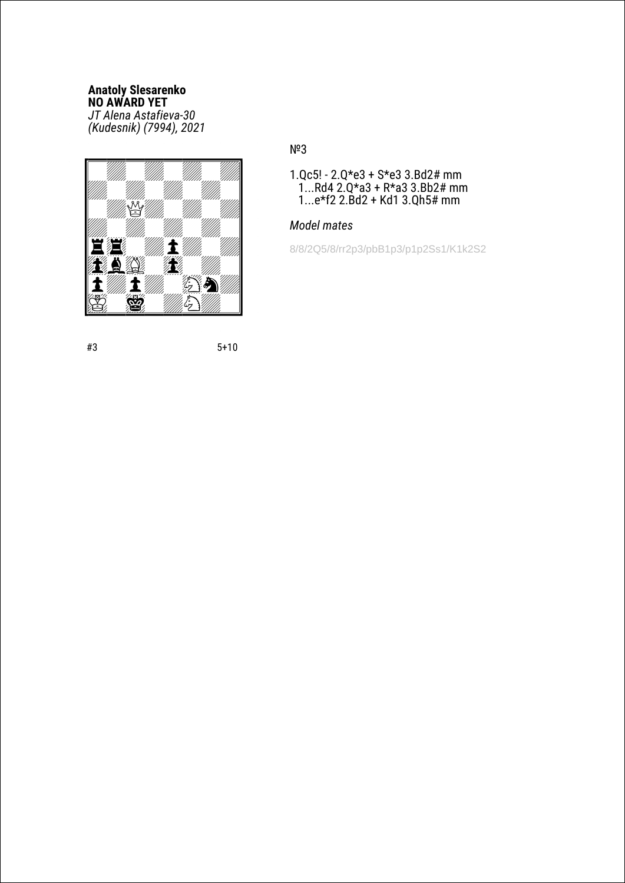**Anatoly Slesarenko**
**NO AWARD YET**
*JT Alena Astafieva-30*
*(Kudesnik) (7994), 2021*

#3 5+10

№3

1.Qc5! - 2.Q*e3 + S*e3 3.Bd2# mm
1...Rd4 2.Q*a3 + R*a3 3.Bb2# mm
1...e*f2 2.Bd2 + Kd1 3.Qh5# mm

*Model mates*

8/8/2Q5/8/rr2p3/pbB1p3/p1p2Ss1/K1k2S2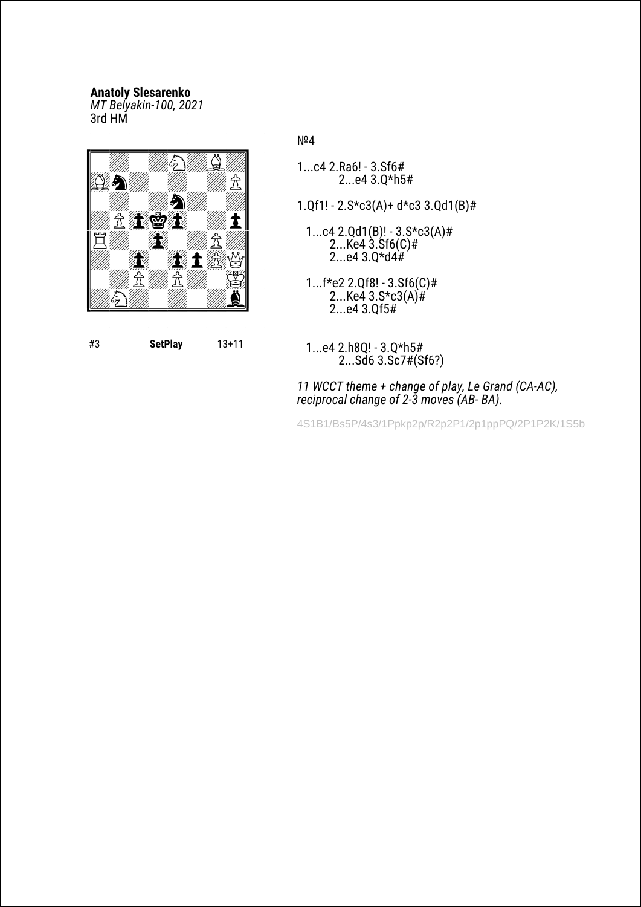**Anatoly Slesarenko**
*MT Belyakin-100, 2021*
3rd HM

#3 **SetPlay** 13+11

№4

1...c4 2.Ra6! - 3.Sf6#
2...e4 3.Q*h5#

1.Qf1! - 2.S*c3(A)+ d*c3 3.Qd1(B)#

1...c4 2.Qd1(B)! - 3.S*c3(A)#
2...Ke4 3.Sf6(C)#
2...e4 3.Q*d4#

1...f*e2 2.Qf8! - 3.Sf6(C)#
2...Ke4 3.S*c3(A)#
2...e4 3.Qf5#

1...e4 2.h8Q! - 3.Q*h5#
2...Sd6 3.Sc7#(Sf6?)

*11 WCCT theme + change of play, Le Grand (CA-AC), reciprocal change of 2-3 moves (AB- BA).*

4S1B1/Bs5P/4s3/1Ppkp2p/R2p2P1/2p1ppPQ/2P1P2K/1S5b